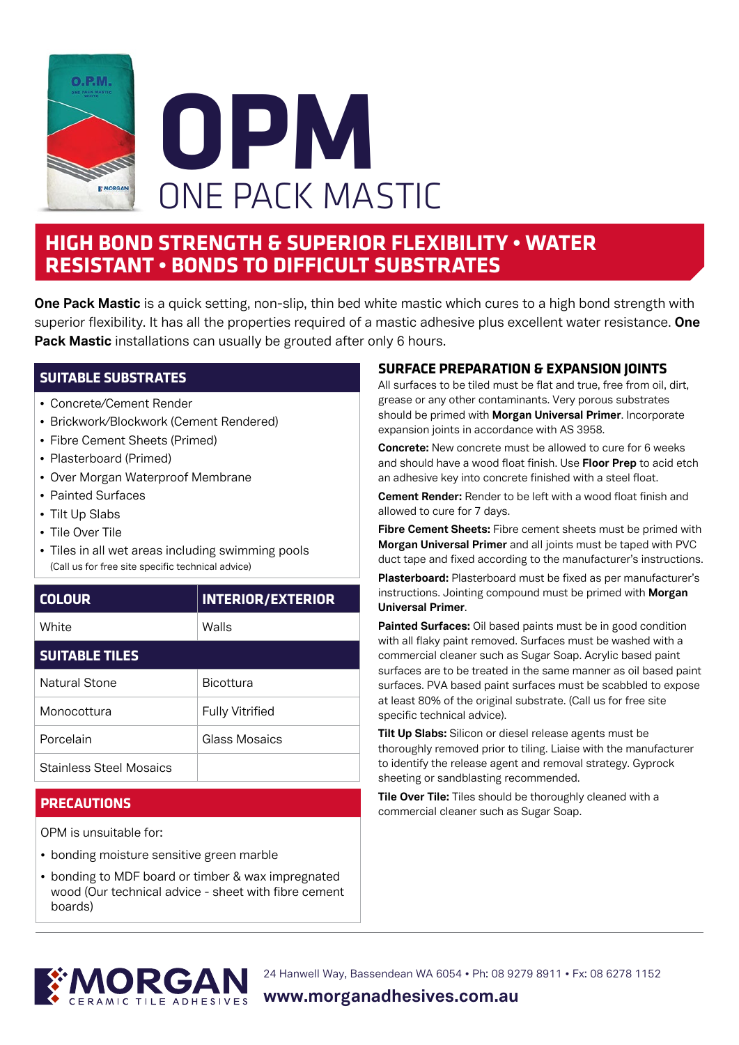# OPM

## ONE PACK MASTIC

**HIGH BOND STRENGTH & SUPERIOR FLEXIBILITY • WATER RESISTANT • BONDS TO DIFFICULT SUBSTRATES**

**One Pack Mastic** is a quick setting, non-slip, thin bed white mastic which cures to a high bond strength with superior flexibility. It has all the properties required of a mastic adhesive plus excellent water resistance. **One Pack Mastic** installations can usually be grouted after only 6 hours.

### SUITABLE SUBSTRATES

- Concrete/Cement Render
- Brickwork/Blockwork (Cement Rendered)
- Fibre Cement Sheets (Primed)
- Plasterboard (Primed)
- Over Morgan Waterproof Membrane
- Painted Surfaces
- Tilt Up Slabs
- Tile Over Tile
- Tiles in all wet areas including swimming pools
  (Call us for free site specific technical advice)

| COLOUR | INTERIOR/EXTERIOR |
|---|---|
| White | Walls |

### SUITABLE TILES

| | |
|---|---|
| Natural Stone | Bicottura |
| Monocottura | Fully Vitrified |
| Porcelain | Glass Mosaics |
| Stainless Steel Mosaics | |

### PRECAUTIONS

OPM is unsuitable for:

- bonding moisture sensitive green marble
- bonding to MDF board or timber & wax impregnated wood (Our technical advice - sheet with fibre cement boards)

### SURFACE PREPARATION & EXPANSION JOINTS

All surfaces to be tiled must be flat and true, free from oil, dirt, grease or any other contaminants. Very porous substrates should be primed with **Morgan Universal Primer**. Incorporate expansion joints in accordance with AS 3958.

**Concrete:** New concrete must be allowed to cure for 6 weeks and should have a wood float finish. Use **Floor Prep** to acid etch an adhesive key into concrete finished with a steel float.

**Cement Render:** Render to be left with a wood float finish and allowed to cure for 7 days.

**Fibre Cement Sheets:** Fibre cement sheets must be primed with **Morgan Universal Primer** and all joints must be taped with PVC duct tape and fixed according to the manufacturer's instructions.

**Plasterboard:** Plasterboard must be fixed as per manufacturer's instructions. Jointing compound must be primed with **Morgan Universal Primer**.

**Painted Surfaces:** Oil based paints must be in good condition with all flaky paint removed. Surfaces must be washed with a commercial cleaner such as Sugar Soap. Acrylic based paint surfaces are to be treated in the same manner as oil based paint surfaces. PVA based paint surfaces must be scabbled to expose at least 80% of the original substrate. (Call us for free site specific technical advice).

**Tilt Up Slabs:** Silicon or diesel release agents must be thoroughly removed prior to tiling. Liaise with the manufacturer to identify the release agent and removal strategy. Gyprock sheeting or sandblasting recommended.

**Tile Over Tile:** Tiles should be thoroughly cleaned with a commercial cleaner such as Sugar Soap.

MORGAN CERAMIC TILE ADHESIVES

24 Hanwell Way, Bassendean WA 6054 • Ph: 08 9279 8911 • Fx: 08 6278 1152

**www.morganadhesives.com.au**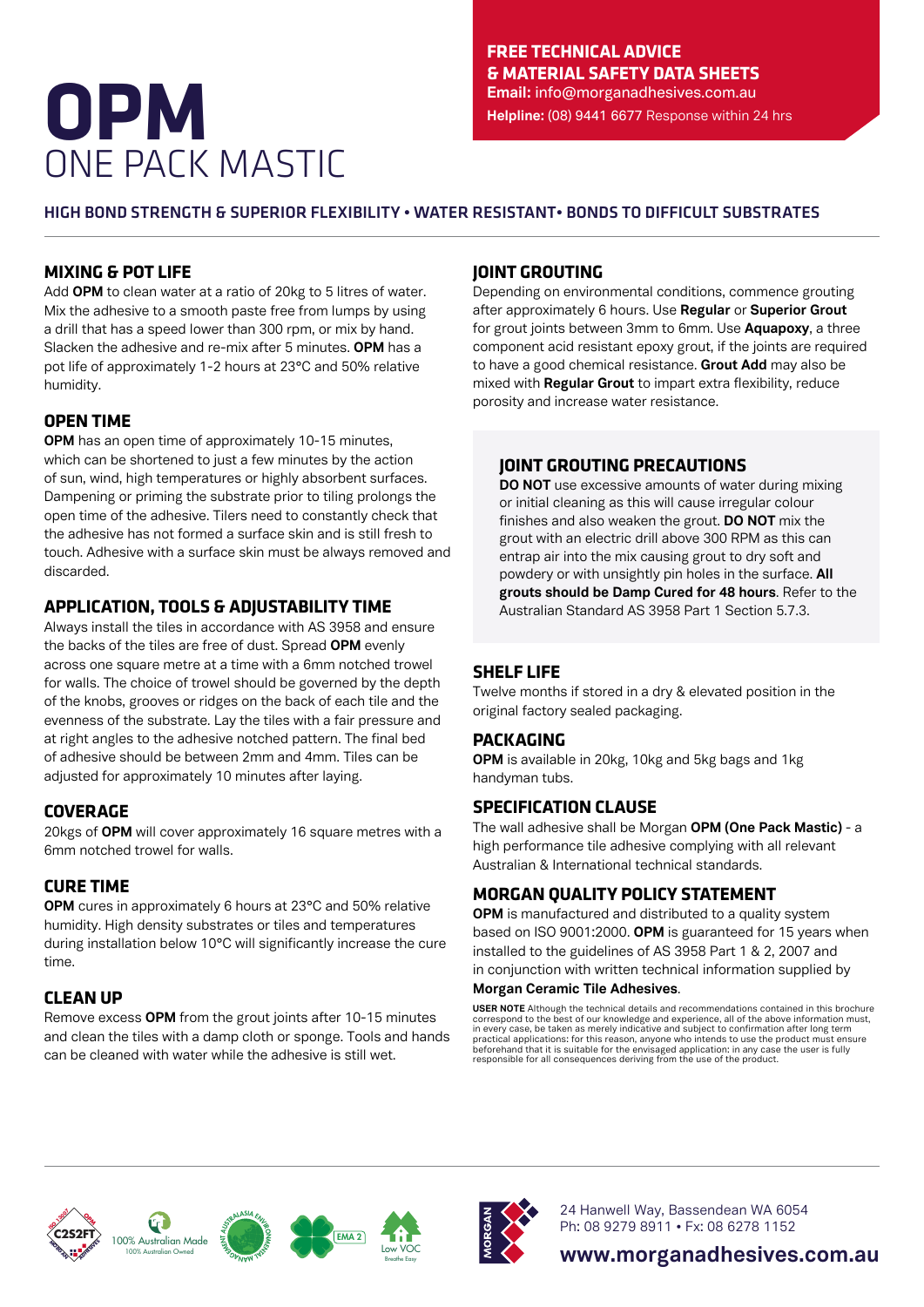# OPM

ONE PACK MASTIC

**FREE TECHNICAL ADVICE & MATERIAL SAFETY DATA SHEETS**
**Email:** info@morganadhesives.com.au
**Helpline:** (08) 9441 6677 Response within 24 hrs

**HIGH BOND STRENGTH & SUPERIOR FLEXIBILITY • WATER RESISTANT• BONDS TO DIFFICULT SUBSTRATES**

## MIXING & POT LIFE

Add **OPM** to clean water at a ratio of 20kg to 5 litres of water. Mix the adhesive to a smooth paste free from lumps by using a drill that has a speed lower than 300 rpm, or mix by hand. Slacken the adhesive and re-mix after 5 minutes. **OPM** has a pot life of approximately 1-2 hours at 23°C and 50% relative humidity.

## OPEN TIME

**OPM** has an open time of approximately 10-15 minutes, which can be shortened to just a few minutes by the action of sun, wind, high temperatures or highly absorbent surfaces. Dampening or priming the substrate prior to tiling prolongs the open time of the adhesive. Tilers need to constantly check that the adhesive has not formed a surface skin and is still fresh to touch. Adhesive with a surface skin must be always removed and discarded.

## APPLICATION, TOOLS & ADJUSTABILITY TIME

Always install the tiles in accordance with AS 3958 and ensure the backs of the tiles are free of dust. Spread **OPM** evenly across one square metre at a time with a 6mm notched trowel for walls. The choice of trowel should be governed by the depth of the knobs, grooves or ridges on the back of each tile and the evenness of the substrate. Lay the tiles with a fair pressure and at right angles to the adhesive notched pattern. The final bed of adhesive should be between 2mm and 4mm. Tiles can be adjusted for approximately 10 minutes after laying.

## COVERAGE

20kgs of **OPM** will cover approximately 16 square metres with a 6mm notched trowel for walls.

## CURE TIME

**OPM** cures in approximately 6 hours at 23°C and 50% relative humidity. High density substrates or tiles and temperatures during installation below 10°C will significantly increase the cure time.

## CLEAN UP

Remove excess **OPM** from the grout joints after 10-15 minutes and clean the tiles with a damp cloth or sponge. Tools and hands can be cleaned with water while the adhesive is still wet.

## JOINT GROUTING

Depending on environmental conditions, commence grouting after approximately 6 hours. Use **Regular** or **Superior Grout** for grout joints between 3mm to 6mm. Use **Aquapoxy**, a three component acid resistant epoxy grout, if the joints are required to have a good chemical resistance. **Grout Add** may also be mixed with **Regular Grout** to impart extra flexibility, reduce porosity and increase water resistance.

## JOINT GROUTING PRECAUTIONS

**DO NOT** use excessive amounts of water during mixing or initial cleaning as this will cause irregular colour finishes and also weaken the grout. **DO NOT** mix the grout with an electric drill above 300 RPM as this can entrap air into the mix causing grout to dry soft and powdery or with unsightly pin holes in the surface. **All grouts should be Damp Cured for 48 hours**. Refer to the Australian Standard AS 3958 Part 1 Section 5.7.3.

## SHELF LIFE

Twelve months if stored in a dry & elevated position in the original factory sealed packaging.

## PACKAGING

**OPM** is available in 20kg, 10kg and 5kg bags and 1kg handyman tubs.

## SPECIFICATION CLAUSE

The wall adhesive shall be Morgan **OPM (One Pack Mastic)** - a high performance tile adhesive complying with all relevant Australian & International technical standards.

## MORGAN QUALITY POLICY STATEMENT

**OPM** is manufactured and distributed to a quality system based on ISO 9001:2000. **OPM** is guaranteed for 15 years when installed to the guidelines of AS 3958 Part 1 & 2, 2007 and in conjunction with written technical information supplied by **Morgan Ceramic Tile Adhesives**.

**USER NOTE** Although the technical details and recommendations contained in this brochure correspond to the best of our knowledge and experience, all of the above information must, in every case, be taken as merely indicative and subject to confirmation after long term practical applications: for this reason, anyone who intends to use the product must ensure beforehand that it is suitable for the envisaged application: in any case the user is fully responsible for all consequences deriving from the use of the product.

C2S2FT • 100% Australian Made, 100% Australian Owned • EMA 2 • Low VOC Breathe Easy

24 Hanwell Way, Bassendean WA 6054
Ph: 08 9279 8911 • Fx: 08 6278 1152

**www.morganadhesives.com.au**